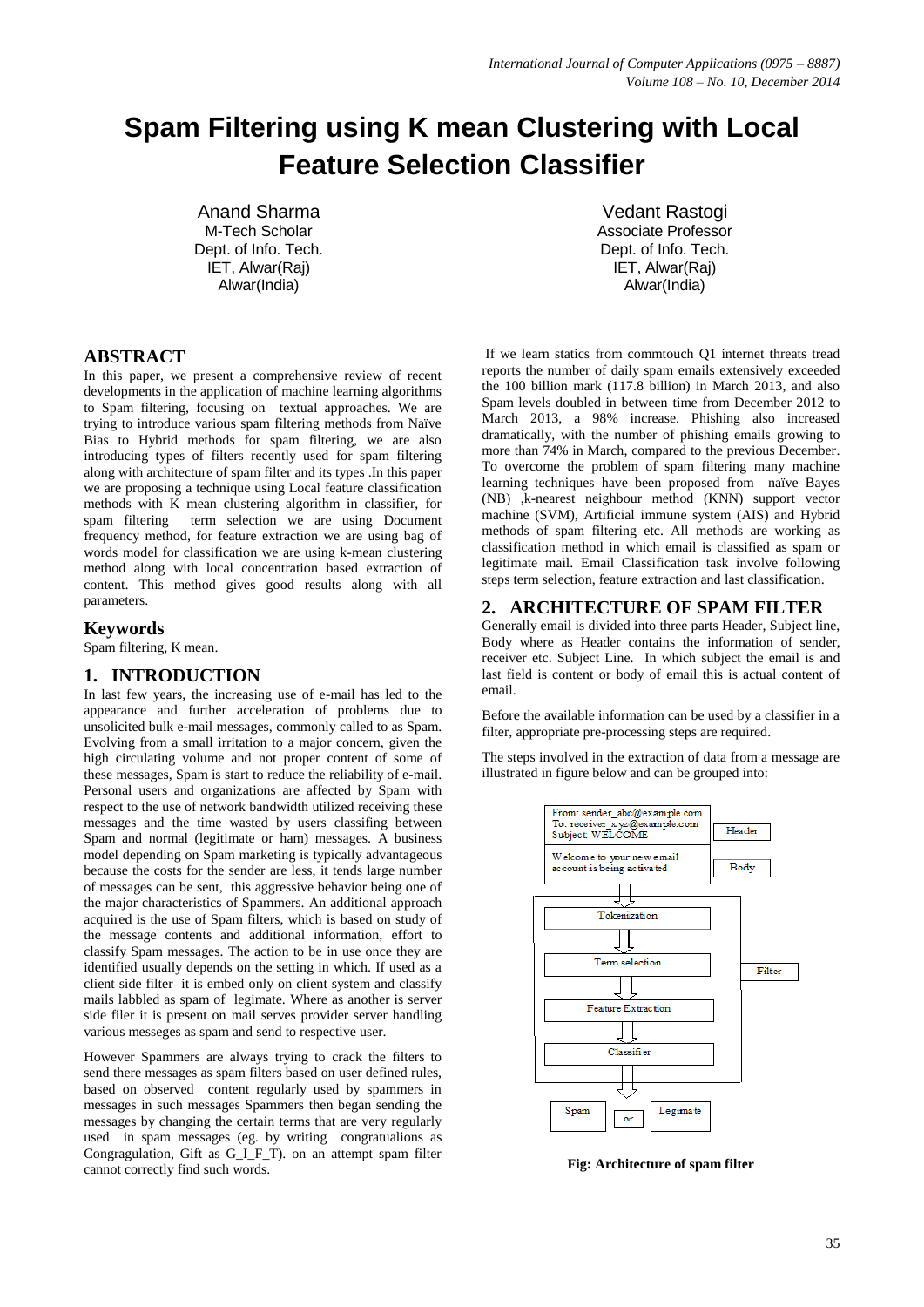# Spam Filtering using K mean Clustering with Local Feature Selection Classifier

Anand Sharma
M-Tech Scholar
Dept. of Info. Tech.
IET, Alwar(Raj)
Alwar(India)

Vedant Rastogi
Associate Professor
Dept. of Info. Tech.
IET, Alwar(Raj)
Alwar(India)

## ABSTRACT

In this paper, we present a comprehensive review of recent developments in the application of machine learning algorithms to Spam filtering, focusing on textual approaches. We are trying to introduce various spam filtering methods from Naïve Bias to Hybrid methods for spam filtering, we are also introducing types of filters recently used for spam filtering along with architecture of spam filter and its types .In this paper we are proposing a technique using Local feature classification methods with K mean clustering algorithm in classifier, for spam filtering term selection we are using Document frequency method, for feature extraction we are using bag of words model for classification we are using k-mean clustering method along with local concentration based extraction of content. This method gives good results along with all parameters.

## Keywords

Spam filtering, K mean.

## 1. INTRODUCTION

In last few years, the increasing use of e-mail has led to the appearance and further acceleration of problems due to unsolicited bulk e-mail messages, commonly called to as Spam. Evolving from a small irritation to a major concern, given the high circulating volume and not proper content of some of these messages, Spam is start to reduce the reliability of e-mail. Personal users and organizations are affected by Spam with respect to the use of network bandwidth utilized receiving these messages and the time wasted by users classifing between Spam and normal (legitimate or ham) messages. A business model depending on Spam marketing is typically advantageous because the costs for the sender are less, it tends large number of messages can be sent, this aggressive behavior being one of the major characteristics of Spammers. An additional approach acquired is the use of Spam filters, which is based on study of the message contents and additional information, effort to classify Spam messages. The action to be in use once they are identified usually depends on the setting in which. If used as a client side filter it is embed only on client system and classify mails labbled as spam of legimate. Where as another is server side filer it is present on mail serves provider server handling various messeges as spam and send to respective user.

However Spammers are always trying to crack the filters to send there messages as spam filters based on user defined rules, based on observed content regularly used by spammers in messages in such messages Spammers then began sending the messages by changing the certain terms that are very regularly used in spam messages (eg. by writing congratualions as Congragulation, Gift as G_I_F_T). on an attempt spam filter cannot correctly find such words.

If we learn statics from commtouch Q1 internet threats tread reports the number of daily spam emails extensively exceeded the 100 billion mark (117.8 billion) in March 2013, and also Spam levels doubled in between time from December 2012 to March 2013, a 98% increase. Phishing also increased dramatically, with the number of phishing emails growing to more than 74% in March, compared to the previous December. To overcome the problem of spam filtering many machine learning techniques have been proposed from naïve Bayes (NB) ,k-nearest neighbour method (KNN) support vector machine (SVM), Artificial immune system (AIS) and Hybrid methods of spam filtering etc. All methods are working as classification method in which email is classified as spam or legitimate mail. Email Classification task involve following steps term selection, feature extraction and last classification.

## 2. ARCHITECTURE OF SPAM FILTER

Generally email is divided into three parts Header, Subject line, Body where as Header contains the information of sender, receiver etc. Subject Line. In which subject the email is and last field is content or body of email this is actual content of email.

Before the available information can be used by a classifier in a filter, appropriate pre-processing steps are required.

The steps involved in the extraction of data from a message are illustrated in figure below and can be grouped into:

From: sender_abc@example.com
To: receiver_xyz@example.com
Subject: WELCOME

Header

Welcome to your new email account is being activated

Body

Tokenization

Term selection

Feature Extraction

Classifier

Filter

Spam or Legimate

**Fig: Architecture of spam filter**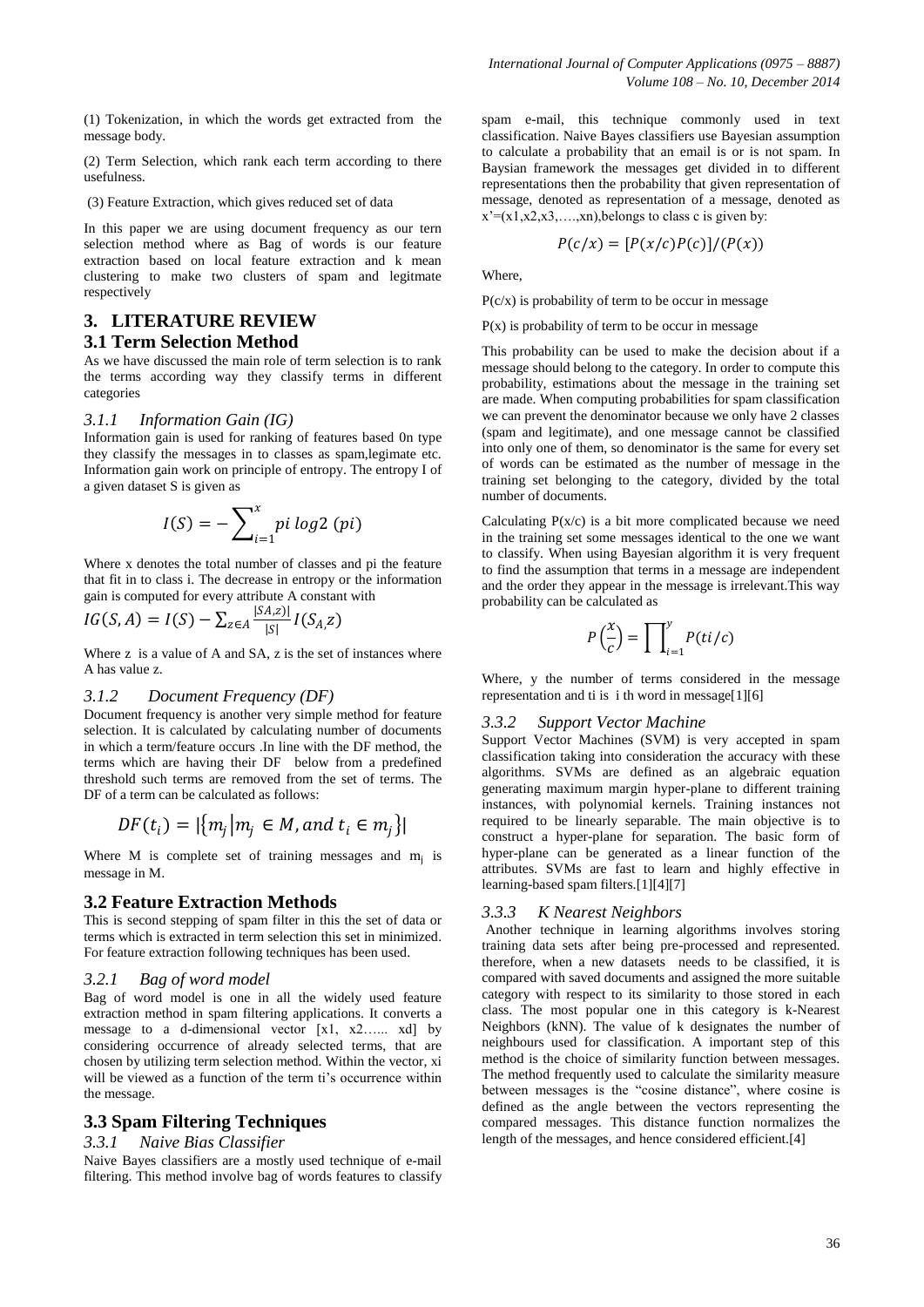(1) Tokenization, in which the words get extracted from the message body.

(2) Term Selection, which rank each term according to there usefulness.

(3) Feature Extraction, which gives reduced set of data

In this paper we are using document frequency as our tern selection method where as Bag of words is our feature extraction based on local feature extraction and k mean clustering to make two clusters of spam and legitmate respectively

## 3. LITERATURE REVIEW

### 3.1 Term Selection Method

As we have discussed the main role of term selection is to rank the terms according way they classify terms in different categories

#### *3.1.1 Information Gain (IG)*

Information gain is used for ranking of features based 0n type they classify the messages in to classes as spam,legimate etc. Information gain work on principle of entropy. The entropy I of a given dataset S is given as

$$I(S) = -\sum_{i=1}^{x} pi\ log2\ (pi)$$

Where x denotes the total number of classes and pi the feature that fit in to class i. The decrease in entropy or the information gain is computed for every attribute A constant with

$$IG(S, A) = I(S) - \sum_{z \in A} \frac{|SA, z)|}{|S|} I(S_{A,} z)$$

Where z is a value of A and SA, z is the set of instances where A has value z.

#### *3.1.2 Document Frequency (DF)*

Document frequency is another very simple method for feature selection. It is calculated by calculating number of documents in which a term/feature occurs .In line with the DF method, the terms which are having their DF below from a predefined threshold such terms are removed from the set of terms. The DF of a term can be calculated as follows:

$$DF(t_i) = |\{m_j | m_j \in M, and\ t_i \in m_j\}|$$

Where M is complete set of training messages and $m_j$ is message in M.

### 3.2 Feature Extraction Methods

This is second stepping of spam filter in this the set of data or terms which is extracted in term selection this set in minimized. For feature extraction following techniques has been used.

#### *3.2.1 Bag of word model*

Bag of word model is one in all the widely used feature extraction method in spam filtering applications. It converts a message to a d-dimensional vector [x1, x2…... xd] by considering occurrence of already selected terms, that are chosen by utilizing term selection method. Within the vector, xi will be viewed as a function of the term ti's occurrence within the message.

### 3.3 Spam Filtering Techniques

#### *3.3.1 Naive Bias Classifier*

Naive Bayes classifiers are a mostly used technique of e-mail filtering. This method involve bag of words features to classify spam e-mail, this technique commonly used in text classification. Naive Bayes classifiers use Bayesian assumption to calculate a probability that an email is or is not spam. In Baysian framework the messages get divided in to different representations then the probability that given representation of message, denoted as representation of a message, denoted as x'=(x1,x2,x3,….,xn),belongs to class c is given by:

$$P(c/x) = [P(x/c)P(c)]/(P(x))$$

Where,

P(c/x) is probability of term to be occur in message

P(x) is probability of term to be occur in message

This probability can be used to make the decision about if a message should belong to the category. In order to compute this probability, estimations about the message in the training set are made. When computing probabilities for spam classification we can prevent the denominator because we only have 2 classes (spam and legitimate), and one message cannot be classified into only one of them, so denominator is the same for every set of words can be estimated as the number of message in the training set belonging to the category, divided by the total number of documents.

Calculating P(x/c) is a bit more complicated because we need in the training set some messages identical to the one we want to classify. When using Bayesian algorithm it is very frequent to find the assumption that terms in a message are independent and the order they appear in the message is irrelevant.This way probability can be calculated as

$$P\left(\frac{x}{c}\right) = \prod_{i=1}^{y} P(ti/c)$$

Where, y the number of terms considered in the message representation and ti is i th word in message[1][6]

#### *3.3.2 Support Vector Machine*

Support Vector Machines (SVM) is very accepted in spam classification taking into consideration the accuracy with these algorithms. SVMs are defined as an algebraic equation generating maximum margin hyper-plane to different training instances, with polynomial kernels. Training instances not required to be linearly separable. The main objective is to construct a hyper-plane for separation. The basic form of hyper-plane can be generated as a linear function of the attributes. SVMs are fast to learn and highly effective in learning-based spam filters.[1][4][7]

#### *3.3.3 K Nearest Neighbors*

Another technique in learning algorithms involves storing training data sets after being pre-processed and represented. therefore, when a new datasets needs to be classified, it is compared with saved documents and assigned the more suitable category with respect to its similarity to those stored in each class. The most popular one in this category is k-Nearest Neighbors (kNN). The value of k designates the number of neighbours used for classification. A important step of this method is the choice of similarity function between messages. The method frequently used to calculate the similarity measure between messages is the "cosine distance", where cosine is defined as the angle between the vectors representing the compared messages. This distance function normalizes the length of the messages, and hence considered efficient.[4]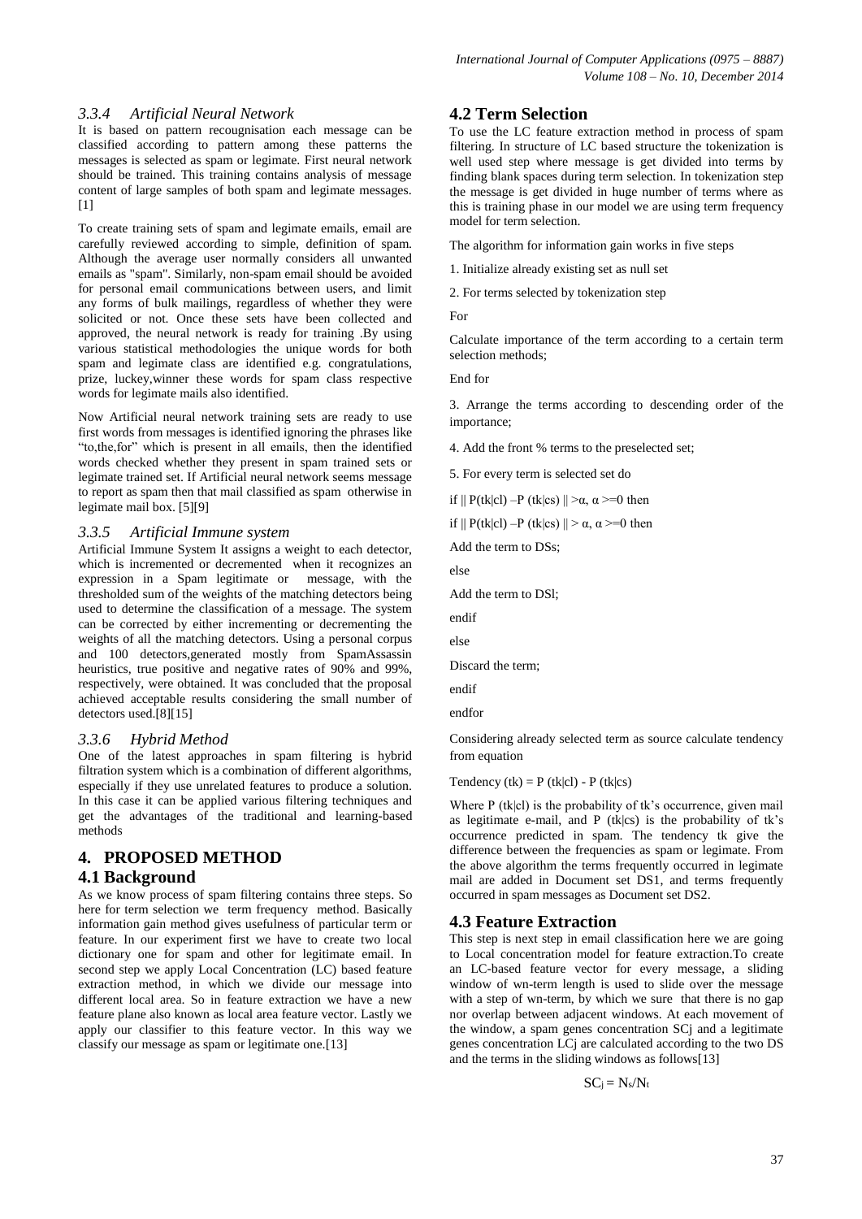### 3.3.4 Artificial Neural Network

It is based on pattern recougnisation each message can be classified according to pattern among these patterns the messages is selected as spam or legimate. First neural network should be trained. This training contains analysis of message content of large samples of both spam and legimate messages. [1]

To create training sets of spam and legimate emails, email are carefully reviewed according to simple, definition of spam. Although the average user normally considers all unwanted emails as "spam". Similarly, non-spam email should be avoided for personal email communications between users, and limit any forms of bulk mailings, regardless of whether they were solicited or not. Once these sets have been collected and approved, the neural network is ready for training .By using various statistical methodologies the unique words for both spam and legimate class are identified e.g. congratulations, prize, luckey,winner these words for spam class respective words for legimate mails also identified.

Now Artificial neural network training sets are ready to use first words from messages is identified ignoring the phrases like "to,the,for" which is present in all emails, then the identified words checked whether they present in spam trained sets or legimate trained set. If Artificial neural network seems message to report as spam then that mail classified as spam otherwise in legimate mail box. [5][9]

### 3.3.5 Artificial Immune system

Artificial Immune System It assigns a weight to each detector, which is incremented or decremented when it recognizes an expression in a Spam legitimate or message, with the thresholded sum of the weights of the matching detectors being used to determine the classification of a message. The system can be corrected by either incrementing or decrementing the weights of all the matching detectors. Using a personal corpus and 100 detectors,generated mostly from SpamAssassin heuristics, true positive and negative rates of 90% and 99%, respectively, were obtained. It was concluded that the proposal achieved acceptable results considering the small number of detectors used.[8][15]

### 3.3.6 Hybrid Method

One of the latest approaches in spam filtering is hybrid filtration system which is a combination of different algorithms, especially if they use unrelated features to produce a solution. In this case it can be applied various filtering techniques and get the advantages of the traditional and learning-based methods

## 4. PROPOSED METHOD

### 4.1 Background

As we know process of spam filtering contains three steps. So here for term selection we term frequency method. Basically information gain method gives usefulness of particular term or feature. In our experiment first we have to create two local dictionary one for spam and other for legitimate email. In second step we apply Local Concentration (LC) based feature extraction method, in which we divide our message into different local area. So in feature extraction we have a new feature plane also known as local area feature vector. Lastly we apply our classifier to this feature vector. In this way we classify our message as spam or legitimate one.[13]

### 4.2 Term Selection

To use the LC feature extraction method in process of spam filtering. In structure of LC based structure the tokenization is well used step where message is get divided into terms by finding blank spaces during term selection. In tokenization step the message is get divided in huge number of terms where as this is training phase in our model we are using term frequency model for term selection.

The algorithm for information gain works in five steps

1. Initialize already existing set as null set

2. For terms selected by tokenization step

For

Calculate importance of the term according to a certain term selection methods;

End for

3. Arrange the terms according to descending order of the importance;

4. Add the front % terms to the preselected set;

5. For every term is selected set do

if || P(tk|cl) –P (tk|cs) || >α, α >=0 then

if || P(tk|cl) –P (tk|cs) || > α, α >=0 then

Add the term to DSs;

else

Add the term to DSl;

endif

else

Discard the term;

endif

endfor

Considering already selected term as source calculate tendency from equation

Tendency (tk) = P (tk|cl) - P (tk|cs)

Where P (tk|cl) is the probability of tk's occurrence, given mail as legitimate e-mail, and P (tk|cs) is the probability of tk's occurrence predicted in spam. The tendency tk give the difference between the frequencies as spam or legimate. From the above algorithm the terms frequently occurred in legimate mail are added in Document set DS1, and terms frequently occurred in spam messages as Document set DS2.

### 4.3 Feature Extraction

This step is next step in email classification here we are going to Local concentration model for feature extraction.To create an LC-based feature vector for every message, a sliding window of wn-term length is used to slide over the message with a step of wn-term, by which we sure that there is no gap nor overlap between adjacent windows. At each movement of the window, a spam genes concentration SCj and a legitimate genes concentration LCj are calculated according to the two DS and the terms in the sliding windows as follows[13]

$$SC_j = N_s/N_t$$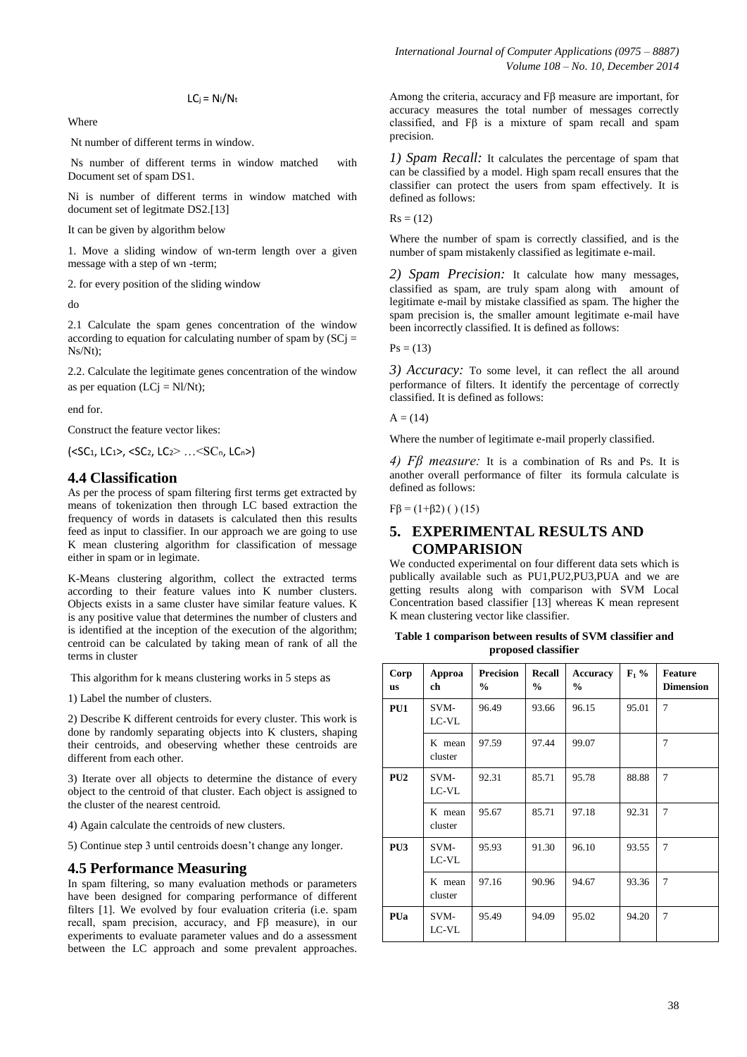$$LC_j = N_l/N_t$$

Where

Nt number of different terms in window.

Ns number of different terms in window matched with Document set of spam DS1.

Ni is number of different terms in window matched with document set of legitmate DS2.[13]

It can be given by algorithm below

1. Move a sliding window of wn-term length over a given message with a step of wn -term;

2. for every position of the sliding window

do

2.1 Calculate the spam genes concentration of the window according to equation for calculating number of spam by ($SC_j = Ns/Nt$);

2.2. Calculate the legitimate genes concentration of the window as per equation ($LC_j = Nl/Nt$);

end for.

Construct the feature vector likes:

($<SC_1, LC_1>, <SC_2, LC_2> \ldots <SC_n, LC_n>$)

## 4.4 Classification

As per the process of spam filtering first terms get extracted by means of tokenization then through LC based extraction the frequency of words in datasets is calculated then this results feed as input to classifier. In our approach we are going to use K mean clustering algorithm for classification of message either in spam or in legimate.

K-Means clustering algorithm, collect the extracted terms according to their feature values into K number clusters. Objects exists in a same cluster have similar feature values. K is any positive value that determines the number of clusters and is identified at the inception of the execution of the algorithm; centroid can be calculated by taking mean of rank of all the terms in cluster

This algorithm for k means clustering works in 5 steps as

1) Label the number of clusters.

2) Describe K different centroids for every cluster. This work is done by randomly separating objects into K clusters, shaping their centroids, and obeserving whether these centroids are different from each other.

3) Iterate over all objects to determine the distance of every object to the centroid of that cluster. Each object is assigned to the cluster of the nearest centroid.

4) Again calculate the centroids of new clusters.

5) Continue step 3 until centroids doesn't change any longer.

## 4.5 Performance Measuring

In spam filtering, so many evaluation methods or parameters have been designed for comparing performance of different filters [1]. We evolved by four evaluation criteria (i.e. spam recall, spam precision, accuracy, and Fβ measure), in our experiments to evaluate parameter values and do a assessment between the LC approach and some prevalent approaches. Among the criteria, accuracy and Fβ measure are important, for accuracy measures the total number of messages correctly classified, and Fβ is a mixture of spam recall and spam precision.

*1) Spam Recall:* It calculates the percentage of spam that can be classified by a model. High spam recall ensures that the classifier can protect the users from spam effectively. It is defined as follows:

Rs = (12)

Where the number of spam is correctly classified, and is the number of spam mistakenly classified as legitimate e-mail.

*2) Spam Precision:* It calculate how many messages, classified as spam, are truly spam along with amount of legitimate e-mail by mistake classified as spam. The higher the spam precision is, the smaller amount legitimate e-mail have been incorrectly classified. It is defined as follows:

Ps = (13)

*3) Accuracy:* To some level, it can reflect the all around performance of filters. It identify the percentage of correctly classified. It is defined as follows:

A = (14)

Where the number of legitimate e-mail properly classified.

*4) Fβ measure:* It is a combination of Rs and Ps. It is another overall performance of filter its formula calculate is defined as follows:

Fβ = (1+β2) ( ) (15)

# 5. EXPERIMENTAL RESULTS AND COMPARISION

We conducted experimental on four different data sets which is publically available such as PU1,PU2,PU3,PUA and we are getting results along with comparison with SVM Local Concentration based classifier [13] whereas K mean represent K mean clustering vector like classifier.

**Table 1 comparison between results of SVM classifier and proposed classifier**

| Corpus | Approach | Precision % | Recall % | Accuracy % | $F_1$ % | Feature Dimension |
|---|---|---|---|---|---|---|
| PU1 | SVM-LC-VL | 96.49 | 93.66 | 96.15 | 95.01 | 7 |
| | K mean cluster | 97.59 | 97.44 | 99.07 | | 7 |
| PU2 | SVM-LC-VL | 92.31 | 85.71 | 95.78 | 88.88 | 7 |
| | K mean cluster | 95.67 | 85.71 | 97.18 | 92.31 | 7 |
| PU3 | SVM-LC-VL | 95.93 | 91.30 | 96.10 | 93.55 | 7 |
| | K mean cluster | 97.16 | 90.96 | 94.67 | 93.36 | 7 |
| PUa | SVM-LC-VL | 95.49 | 94.09 | 95.02 | 94.20 | 7 |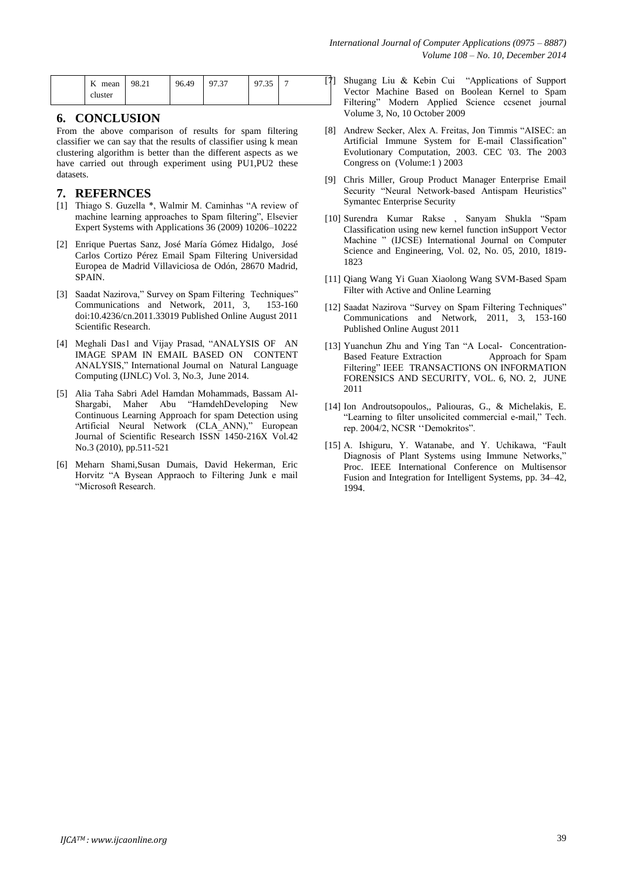| | | | | | | |
|---|---|---|---|---|---|---|
| | K mean cluster | 98.21 | 96.49 | 97.37 | 97.35 | 7 |

## 6. CONCLUSION

From the above comparison of results for spam filtering classifier we can say that the results of classifier using k mean clustering algorithm is better than the different aspects as we have carried out through experiment using PU1,PU2 these datasets.

## 7. REFERNCES

[1] Thiago S. Guzella *, Walmir M. Caminhas "A review of machine learning approaches to Spam filtering", Elsevier Expert Systems with Applications 36 (2009) 10206–10222

[2] Enrique Puertas Sanz, José María Gómez Hidalgo, José Carlos Cortizo Pérez Email Spam Filtering Universidad Europea de Madrid Villaviciosa de Odón, 28670 Madrid, SPAIN.

[3] Saadat Nazirova," Survey on Spam Filtering Techniques" Communications and Network, 2011, 3, 153-160 doi:10.4236/cn.2011.33019 Published Online August 2011 Scientific Research.

[4] Meghali Das1 and Vijay Prasad, "ANALYSIS OF AN IMAGE SPAM IN EMAIL BASED ON CONTENT ANALYSIS," International Journal on Natural Language Computing (IJNLC) Vol. 3, No.3, June 2014.

[5] Alia Taha Sabri Adel Hamdan Mohammads, Bassam Al-Shargabi, Maher Abu "HamdehDeveloping New Continuous Learning Approach for spam Detection using Artificial Neural Network (CLA_ANN)," European Journal of Scientific Research ISSN 1450-216X Vol.42 No.3 (2010), pp.511-521

[6] Meharn Shami,Susan Dumais, David Hekerman, Eric Horvitz "A Bysean Appraoch to Filtering Junk e mail "Microsoft Research.

[7] Shugang Liu & Kebin Cui "Applications of Support Vector Machine Based on Boolean Kernel to Spam Filtering" Modern Applied Science ccsenet journal Volume 3, No, 10 October 2009

[8] Andrew Secker, Alex A. Freitas, Jon Timmis "AISEC: an Artificial Immune System for E-mail Classification" Evolutionary Computation, 2003. CEC '03. The 2003 Congress on (Volume:1 ) 2003

[9] Chris Miller, Group Product Manager Enterprise Email Security "Neural Network-based Antispam Heuristics" Symantec Enterprise Security

[10] Surendra Kumar Rakse , Sanyam Shukla "Spam Classification using new kernel function inSupport Vector Machine " (IJCSE) International Journal on Computer Science and Engineering, Vol. 02, No. 05, 2010, 1819-1823

[11] Qiang Wang Yi Guan Xiaolong Wang SVM-Based Spam Filter with Active and Online Learning

[12] Saadat Nazirova "Survey on Spam Filtering Techniques" Communications and Network, 2011, 3, 153-160 Published Online August 2011

[13] Yuanchun Zhu and Ying Tan "A Local- Concentration-Based Feature Extraction Approach for Spam Filtering" IEEE TRANSACTIONS ON INFORMATION FORENSICS AND SECURITY, VOL. 6, NO. 2, JUNE 2011

[14] Ion Androutsopoulos,, Paliouras, G., & Michelakis, E. "Learning to filter unsolicited commercial e-mail," Tech. rep. 2004/2, NCSR ''Demokritos".

[15] A. Ishiguru, Y. Watanabe, and Y. Uchikawa, "Fault Diagnosis of Plant Systems using Immune Networks," Proc. IEEE International Conference on Multisensor Fusion and Integration for Intelligent Systems, pp. 34–42, 1994.